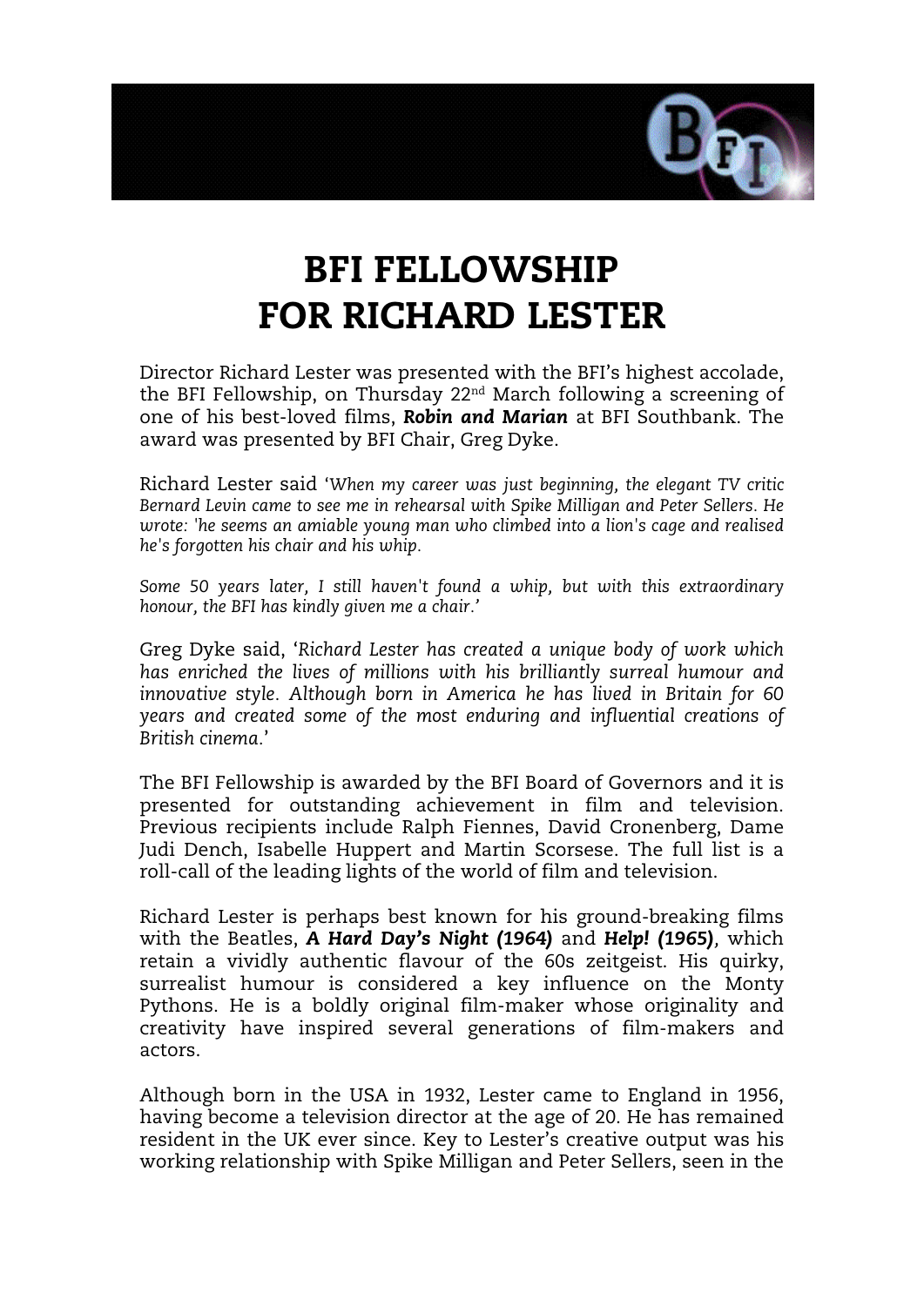# BFI FELLOWSHIP FOR RICHARD LESTER

Director Richard Lester was presented with the BFI's highest accolade, the BFI Fellowship, on Thursday 22nd March following a screening of one of his best-loved films, ***Robin and Marian*** at BFI Southbank. The award was presented by BFI Chair, Greg Dyke.

Richard Lester said '*When my career was just beginning, the elegant TV critic Bernard Levin came to see me in rehearsal with Spike Milligan and Peter Sellers. He wrote: 'he seems an amiable young man who climbed into a lion's cage and realised he's forgotten his chair and his whip.*

*Some 50 years later, I still haven't found a whip, but with this extraordinary honour, the BFI has kindly given me a chair.*'

Greg Dyke said, '*Richard Lester has created a unique body of work which has enriched the lives of millions with his brilliantly surreal humour and innovative style. Although born in America he has lived in Britain for 60 years and created some of the most enduring and influential creations of British cinema.*'

The BFI Fellowship is awarded by the BFI Board of Governors and it is presented for outstanding achievement in film and television. Previous recipients include Ralph Fiennes, David Cronenberg, Dame Judi Dench, Isabelle Huppert and Martin Scorsese. The full list is a roll-call of the leading lights of the world of film and television.

Richard Lester is perhaps best known for his ground-breaking films with the Beatles, ***A Hard Day's Night (1964)*** and ***Help! (1965)***, which retain a vividly authentic flavour of the 60s zeitgeist. His quirky, surrealist humour is considered a key influence on the Monty Pythons. He is a boldly original film-maker whose originality and creativity have inspired several generations of film-makers and actors.

Although born in the USA in 1932, Lester came to England in 1956, having become a television director at the age of 20. He has remained resident in the UK ever since. Key to Lester's creative output was his working relationship with Spike Milligan and Peter Sellers, seen in the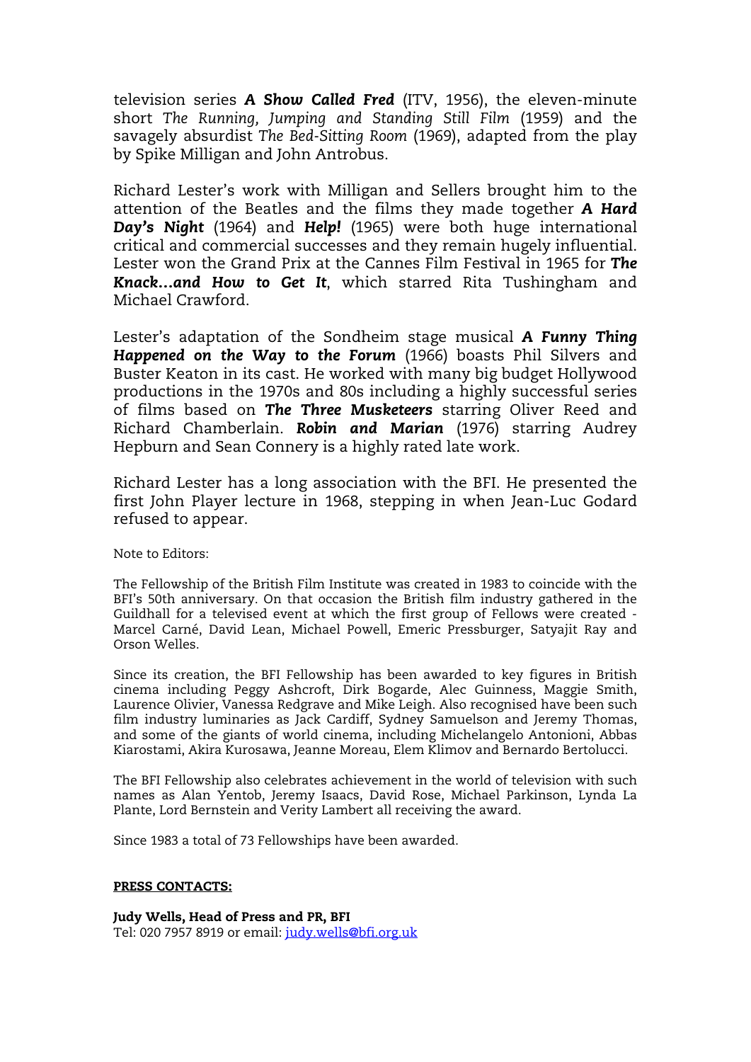television series ***A Show Called Fred*** (ITV, 1956), the eleven-minute short *The Running, Jumping and Standing Still Film* (1959) and the savagely absurdist *The Bed-Sitting Room* (1969), adapted from the play by Spike Milligan and John Antrobus.

Richard Lester's work with Milligan and Sellers brought him to the attention of the Beatles and the films they made together ***A Hard Day's Night*** (1964) and ***Help!*** (1965) were both huge international critical and commercial successes and they remain hugely influential. Lester won the Grand Prix at the Cannes Film Festival in 1965 for ***The Knack…and How to Get It***, which starred Rita Tushingham and Michael Crawford.

Lester's adaptation of the Sondheim stage musical ***A Funny Thing Happened on the Way to the Forum*** (1966) boasts Phil Silvers and Buster Keaton in its cast. He worked with many big budget Hollywood productions in the 1970s and 80s including a highly successful series of films based on ***The Three Musketeers*** starring Oliver Reed and Richard Chamberlain. ***Robin and Marian*** (1976) starring Audrey Hepburn and Sean Connery is a highly rated late work.

Richard Lester has a long association with the BFI. He presented the first John Player lecture in 1968, stepping in when Jean-Luc Godard refused to appear.

Note to Editors:

The Fellowship of the British Film Institute was created in 1983 to coincide with the BFI's 50th anniversary. On that occasion the British film industry gathered in the Guildhall for a televised event at which the first group of Fellows were created - Marcel Carné, David Lean, Michael Powell, Emeric Pressburger, Satyajit Ray and Orson Welles.

Since its creation, the BFI Fellowship has been awarded to key figures in British cinema including Peggy Ashcroft, Dirk Bogarde, Alec Guinness, Maggie Smith, Laurence Olivier, Vanessa Redgrave and Mike Leigh. Also recognised have been such film industry luminaries as Jack Cardiff, Sydney Samuelson and Jeremy Thomas, and some of the giants of world cinema, including Michelangelo Antonioni, Abbas Kiarostami, Akira Kurosawa, Jeanne Moreau, Elem Klimov and Bernardo Bertolucci.

The BFI Fellowship also celebrates achievement in the world of television with such names as Alan Yentob, Jeremy Isaacs, David Rose, Michael Parkinson, Lynda La Plante, Lord Bernstein and Verity Lambert all receiving the award.

Since 1983 a total of 73 Fellowships have been awarded.

**PRESS CONTACTS:**

**Judy Wells, Head of Press and PR, BFI**
Tel: 020 7957 8919 or email: judy.wells@bfi.org.uk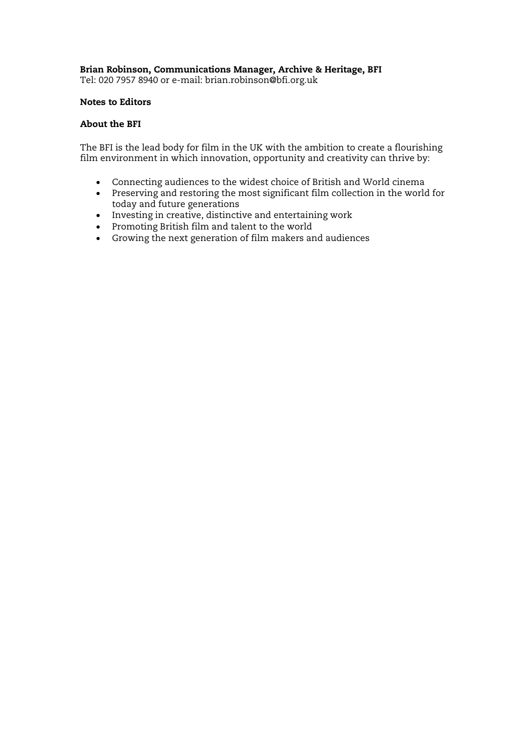**Brian Robinson, Communications Manager, Archive & Heritage, BFI**
Tel: 020 7957 8940 or e-mail: brian.robinson@bfi.org.uk

**Notes to Editors**

**About the BFI**

The BFI is the lead body for film in the UK with the ambition to create a flourishing film environment in which innovation, opportunity and creativity can thrive by:

- Connecting audiences to the widest choice of British and World cinema
- Preserving and restoring the most significant film collection in the world for today and future generations
- Investing in creative, distinctive and entertaining work
- Promoting British film and talent to the world
- Growing the next generation of film makers and audiences